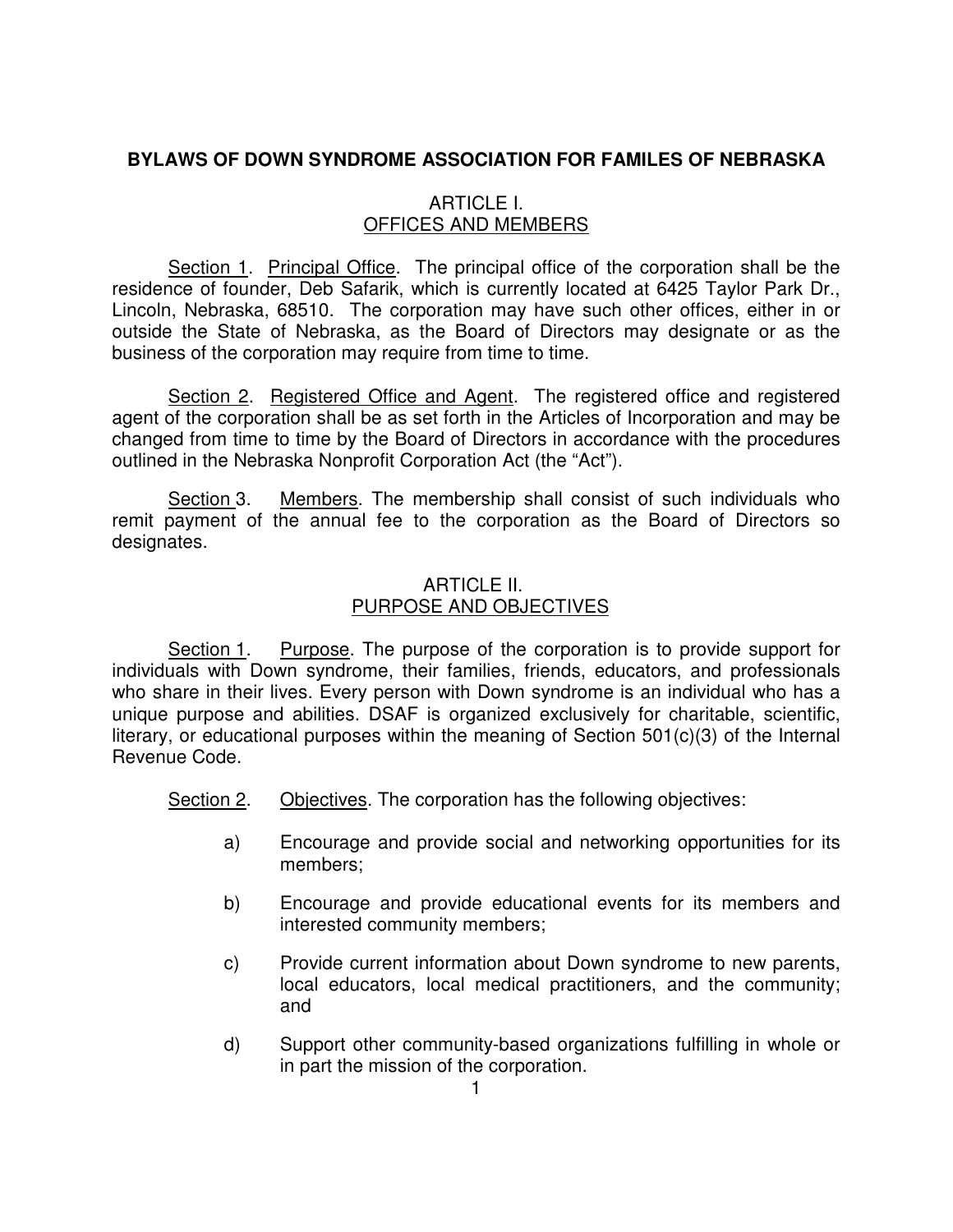# BYLAWS OF DOWN SYNDROME ASSOCIATION FOR FAMILES OF NEBRASKA

## ARTICLE I.
## OFFICES AND MEMBERS

Section 1. Principal Office. The principal office of the corporation shall be the residence of founder, Deb Safarik, which is currently located at 6425 Taylor Park Dr., Lincoln, Nebraska, 68510. The corporation may have such other offices, either in or outside the State of Nebraska, as the Board of Directors may designate or as the business of the corporation may require from time to time.

Section 2. Registered Office and Agent. The registered office and registered agent of the corporation shall be as set forth in the Articles of Incorporation and may be changed from time to time by the Board of Directors in accordance with the procedures outlined in the Nebraska Nonprofit Corporation Act (the "Act").

Section 3. Members. The membership shall consist of such individuals who remit payment of the annual fee to the corporation as the Board of Directors so designates.

## ARTICLE II.
## PURPOSE AND OBJECTIVES

Section 1. Purpose. The purpose of the corporation is to provide support for individuals with Down syndrome, their families, friends, educators, and professionals who share in their lives. Every person with Down syndrome is an individual who has a unique purpose and abilities. DSAF is organized exclusively for charitable, scientific, literary, or educational purposes within the meaning of Section 501(c)(3) of the Internal Revenue Code.

Section 2. Objectives. The corporation has the following objectives:

a) Encourage and provide social and networking opportunities for its members;

b) Encourage and provide educational events for its members and interested community members;

c) Provide current information about Down syndrome to new parents, local educators, local medical practitioners, and the community; and

d) Support other community-based organizations fulfilling in whole or in part the mission of the corporation.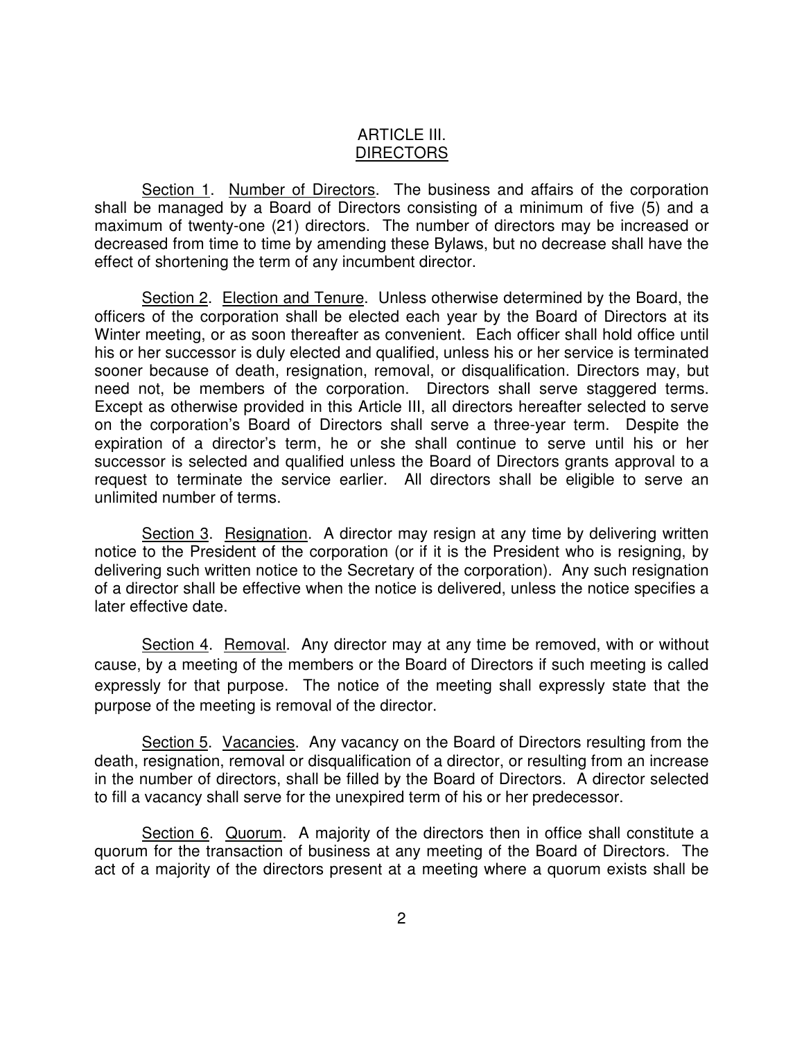# ARTICLE III.
## DIRECTORS

Section 1. Number of Directors. The business and affairs of the corporation shall be managed by a Board of Directors consisting of a minimum of five (5) and a maximum of twenty-one (21) directors. The number of directors may be increased or decreased from time to time by amending these Bylaws, but no decrease shall have the effect of shortening the term of any incumbent director.

Section 2. Election and Tenure. Unless otherwise determined by the Board, the officers of the corporation shall be elected each year by the Board of Directors at its Winter meeting, or as soon thereafter as convenient. Each officer shall hold office until his or her successor is duly elected and qualified, unless his or her service is terminated sooner because of death, resignation, removal, or disqualification. Directors may, but need not, be members of the corporation. Directors shall serve staggered terms. Except as otherwise provided in this Article III, all directors hereafter selected to serve on the corporation's Board of Directors shall serve a three-year term. Despite the expiration of a director's term, he or she shall continue to serve until his or her successor is selected and qualified unless the Board of Directors grants approval to a request to terminate the service earlier. All directors shall be eligible to serve an unlimited number of terms.

Section 3. Resignation. A director may resign at any time by delivering written notice to the President of the corporation (or if it is the President who is resigning, by delivering such written notice to the Secretary of the corporation). Any such resignation of a director shall be effective when the notice is delivered, unless the notice specifies a later effective date.

Section 4. Removal. Any director may at any time be removed, with or without cause, by a meeting of the members or the Board of Directors if such meeting is called expressly for that purpose. The notice of the meeting shall expressly state that the purpose of the meeting is removal of the director.

Section 5. Vacancies. Any vacancy on the Board of Directors resulting from the death, resignation, removal or disqualification of a director, or resulting from an increase in the number of directors, shall be filled by the Board of Directors. A director selected to fill a vacancy shall serve for the unexpired term of his or her predecessor.

Section 6. Quorum. A majority of the directors then in office shall constitute a quorum for the transaction of business at any meeting of the Board of Directors. The act of a majority of the directors present at a meeting where a quorum exists shall be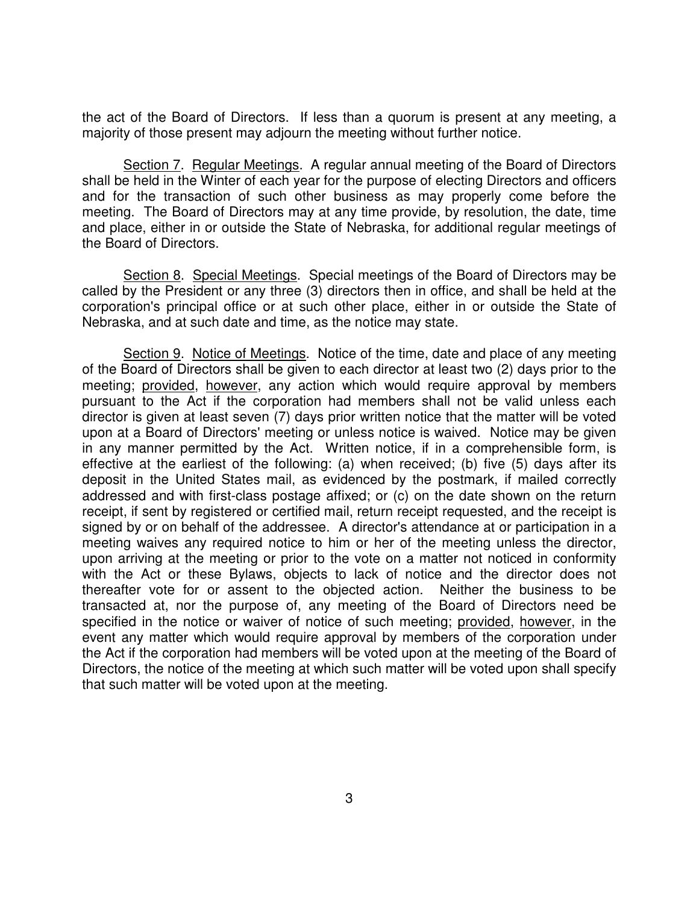the act of the Board of Directors. If less than a quorum is present at any meeting, a majority of those present may adjourn the meeting without further notice.

Section 7. Regular Meetings. A regular annual meeting of the Board of Directors shall be held in the Winter of each year for the purpose of electing Directors and officers and for the transaction of such other business as may properly come before the meeting. The Board of Directors may at any time provide, by resolution, the date, time and place, either in or outside the State of Nebraska, for additional regular meetings of the Board of Directors.

Section 8. Special Meetings. Special meetings of the Board of Directors may be called by the President or any three (3) directors then in office, and shall be held at the corporation's principal office or at such other place, either in or outside the State of Nebraska, and at such date and time, as the notice may state.

Section 9. Notice of Meetings. Notice of the time, date and place of any meeting of the Board of Directors shall be given to each director at least two (2) days prior to the meeting; provided, however, any action which would require approval by members pursuant to the Act if the corporation had members shall not be valid unless each director is given at least seven (7) days prior written notice that the matter will be voted upon at a Board of Directors' meeting or unless notice is waived. Notice may be given in any manner permitted by the Act. Written notice, if in a comprehensible form, is effective at the earliest of the following: (a) when received; (b) five (5) days after its deposit in the United States mail, as evidenced by the postmark, if mailed correctly addressed and with first-class postage affixed; or (c) on the date shown on the return receipt, if sent by registered or certified mail, return receipt requested, and the receipt is signed by or on behalf of the addressee. A director's attendance at or participation in a meeting waives any required notice to him or her of the meeting unless the director, upon arriving at the meeting or prior to the vote on a matter not noticed in conformity with the Act or these Bylaws, objects to lack of notice and the director does not thereafter vote for or assent to the objected action. Neither the business to be transacted at, nor the purpose of, any meeting of the Board of Directors need be specified in the notice or waiver of notice of such meeting; provided, however, in the event any matter which would require approval by members of the corporation under the Act if the corporation had members will be voted upon at the meeting of the Board of Directors, the notice of the meeting at which such matter will be voted upon shall specify that such matter will be voted upon at the meeting.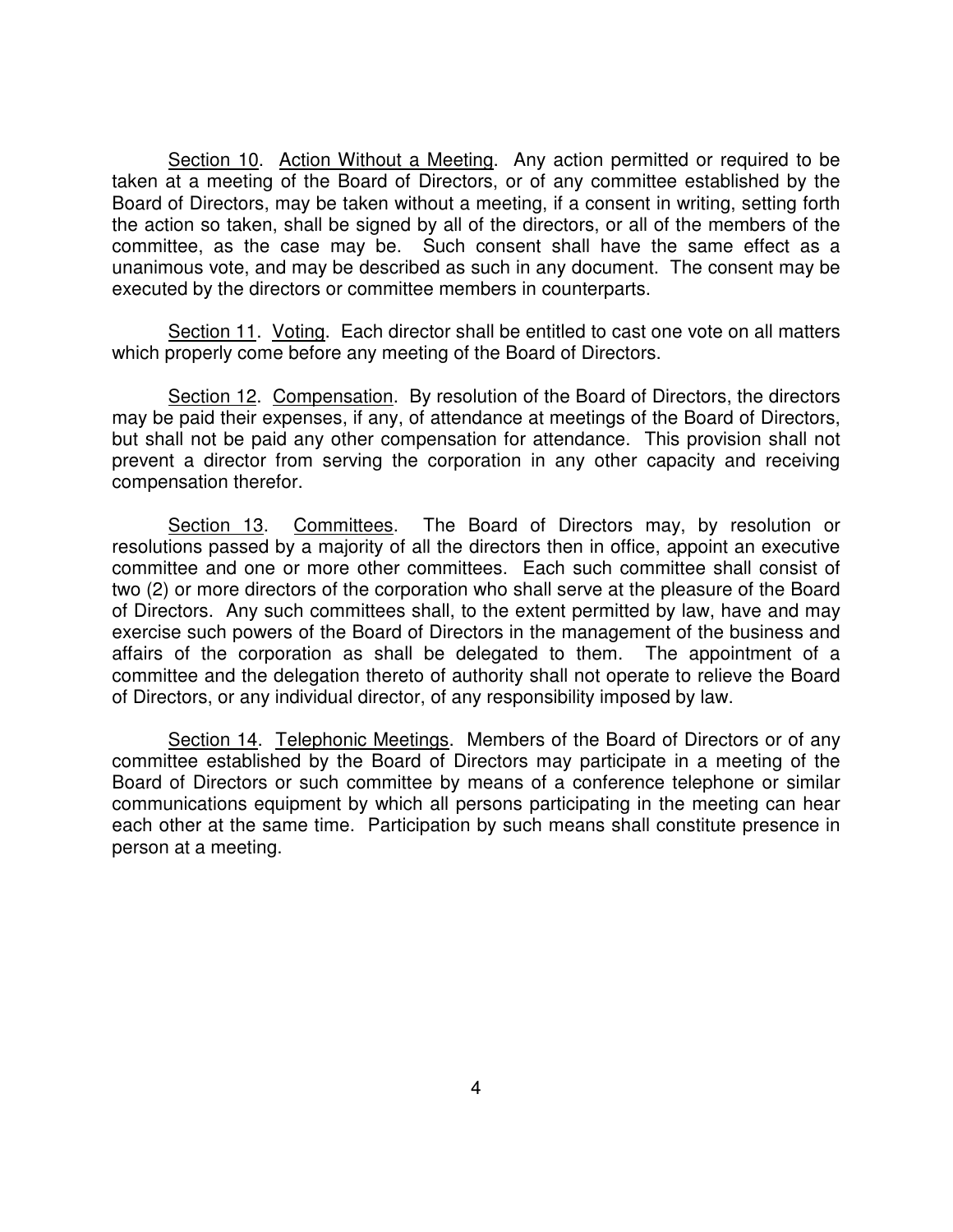Section 10. Action Without a Meeting. Any action permitted or required to be taken at a meeting of the Board of Directors, or of any committee established by the Board of Directors, may be taken without a meeting, if a consent in writing, setting forth the action so taken, shall be signed by all of the directors, or all of the members of the committee, as the case may be. Such consent shall have the same effect as a unanimous vote, and may be described as such in any document. The consent may be executed by the directors or committee members in counterparts.

Section 11. Voting. Each director shall be entitled to cast one vote on all matters which properly come before any meeting of the Board of Directors.

Section 12. Compensation. By resolution of the Board of Directors, the directors may be paid their expenses, if any, of attendance at meetings of the Board of Directors, but shall not be paid any other compensation for attendance. This provision shall not prevent a director from serving the corporation in any other capacity and receiving compensation therefor.

Section 13. Committees. The Board of Directors may, by resolution or resolutions passed by a majority of all the directors then in office, appoint an executive committee and one or more other committees. Each such committee shall consist of two (2) or more directors of the corporation who shall serve at the pleasure of the Board of Directors. Any such committees shall, to the extent permitted by law, have and may exercise such powers of the Board of Directors in the management of the business and affairs of the corporation as shall be delegated to them. The appointment of a committee and the delegation thereto of authority shall not operate to relieve the Board of Directors, or any individual director, of any responsibility imposed by law.

Section 14. Telephonic Meetings. Members of the Board of Directors or of any committee established by the Board of Directors may participate in a meeting of the Board of Directors or such committee by means of a conference telephone or similar communications equipment by which all persons participating in the meeting can hear each other at the same time. Participation by such means shall constitute presence in person at a meeting.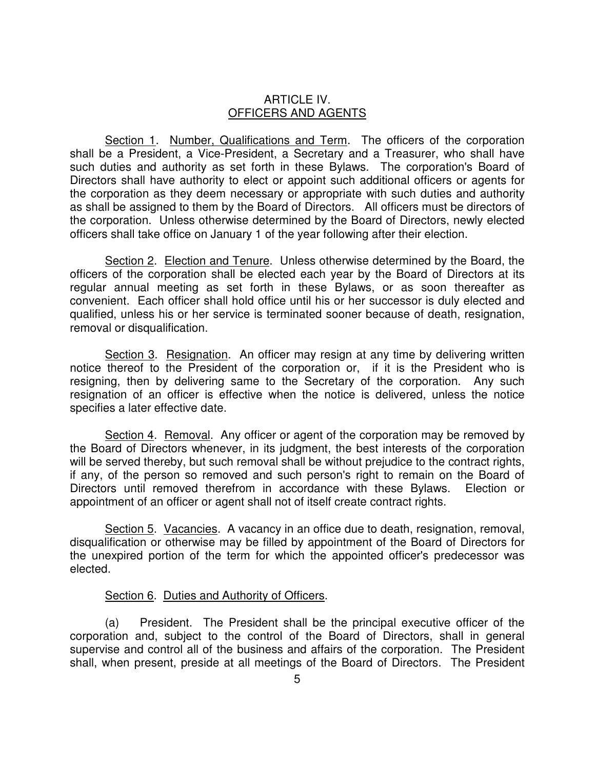## ARTICLE IV.
## OFFICERS AND AGENTS

Section 1. Number, Qualifications and Term. The officers of the corporation shall be a President, a Vice-President, a Secretary and a Treasurer, who shall have such duties and authority as set forth in these Bylaws. The corporation's Board of Directors shall have authority to elect or appoint such additional officers or agents for the corporation as they deem necessary or appropriate with such duties and authority as shall be assigned to them by the Board of Directors. All officers must be directors of the corporation. Unless otherwise determined by the Board of Directors, newly elected officers shall take office on January 1 of the year following after their election.

Section 2. Election and Tenure. Unless otherwise determined by the Board, the officers of the corporation shall be elected each year by the Board of Directors at its regular annual meeting as set forth in these Bylaws, or as soon thereafter as convenient. Each officer shall hold office until his or her successor is duly elected and qualified, unless his or her service is terminated sooner because of death, resignation, removal or disqualification.

Section 3. Resignation. An officer may resign at any time by delivering written notice thereof to the President of the corporation or, if it is the President who is resigning, then by delivering same to the Secretary of the corporation. Any such resignation of an officer is effective when the notice is delivered, unless the notice specifies a later effective date.

Section 4. Removal. Any officer or agent of the corporation may be removed by the Board of Directors whenever, in its judgment, the best interests of the corporation will be served thereby, but such removal shall be without prejudice to the contract rights, if any, of the person so removed and such person's right to remain on the Board of Directors until removed therefrom in accordance with these Bylaws. Election or appointment of an officer or agent shall not of itself create contract rights.

Section 5. Vacancies. A vacancy in an office due to death, resignation, removal, disqualification or otherwise may be filled by appointment of the Board of Directors for the unexpired portion of the term for which the appointed officer's predecessor was elected.

Section 6. Duties and Authority of Officers.

(a) President. The President shall be the principal executive officer of the corporation and, subject to the control of the Board of Directors, shall in general supervise and control all of the business and affairs of the corporation. The President shall, when present, preside at all meetings of the Board of Directors. The President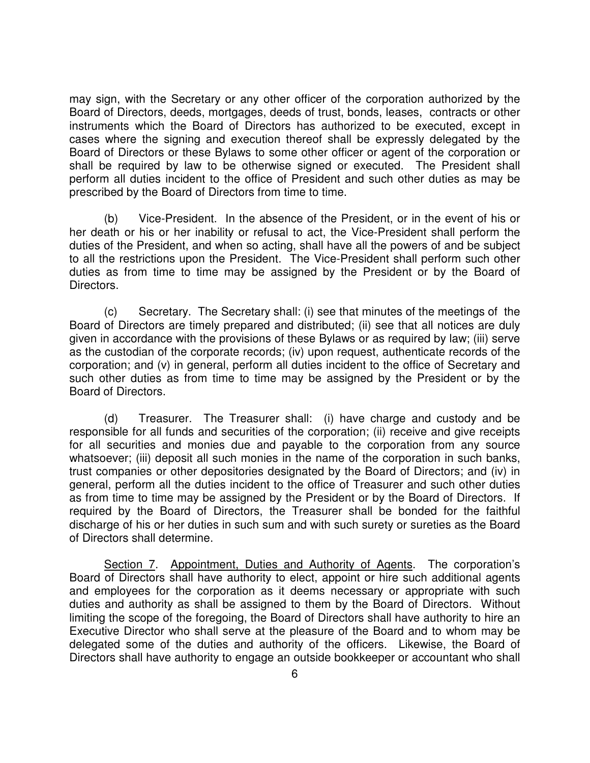may sign, with the Secretary or any other officer of the corporation authorized by the Board of Directors, deeds, mortgages, deeds of trust, bonds, leases, contracts or other instruments which the Board of Directors has authorized to be executed, except in cases where the signing and execution thereof shall be expressly delegated by the Board of Directors or these Bylaws to some other officer or agent of the corporation or shall be required by law to be otherwise signed or executed. The President shall perform all duties incident to the office of President and such other duties as may be prescribed by the Board of Directors from time to time.

(b) Vice-President. In the absence of the President, or in the event of his or her death or his or her inability or refusal to act, the Vice-President shall perform the duties of the President, and when so acting, shall have all the powers of and be subject to all the restrictions upon the President. The Vice-President shall perform such other duties as from time to time may be assigned by the President or by the Board of Directors.

(c) Secretary. The Secretary shall: (i) see that minutes of the meetings of the Board of Directors are timely prepared and distributed; (ii) see that all notices are duly given in accordance with the provisions of these Bylaws or as required by law; (iii) serve as the custodian of the corporate records; (iv) upon request, authenticate records of the corporation; and (v) in general, perform all duties incident to the office of Secretary and such other duties as from time to time may be assigned by the President or by the Board of Directors.

(d) Treasurer. The Treasurer shall: (i) have charge and custody and be responsible for all funds and securities of the corporation; (ii) receive and give receipts for all securities and monies due and payable to the corporation from any source whatsoever; (iii) deposit all such monies in the name of the corporation in such banks, trust companies or other depositories designated by the Board of Directors; and (iv) in general, perform all the duties incident to the office of Treasurer and such other duties as from time to time may be assigned by the President or by the Board of Directors. If required by the Board of Directors, the Treasurer shall be bonded for the faithful discharge of his or her duties in such sum and with such surety or sureties as the Board of Directors shall determine.

Section 7. Appointment, Duties and Authority of Agents. The corporation's Board of Directors shall have authority to elect, appoint or hire such additional agents and employees for the corporation as it deems necessary or appropriate with such duties and authority as shall be assigned to them by the Board of Directors. Without limiting the scope of the foregoing, the Board of Directors shall have authority to hire an Executive Director who shall serve at the pleasure of the Board and to whom may be delegated some of the duties and authority of the officers. Likewise, the Board of Directors shall have authority to engage an outside bookkeeper or accountant who shall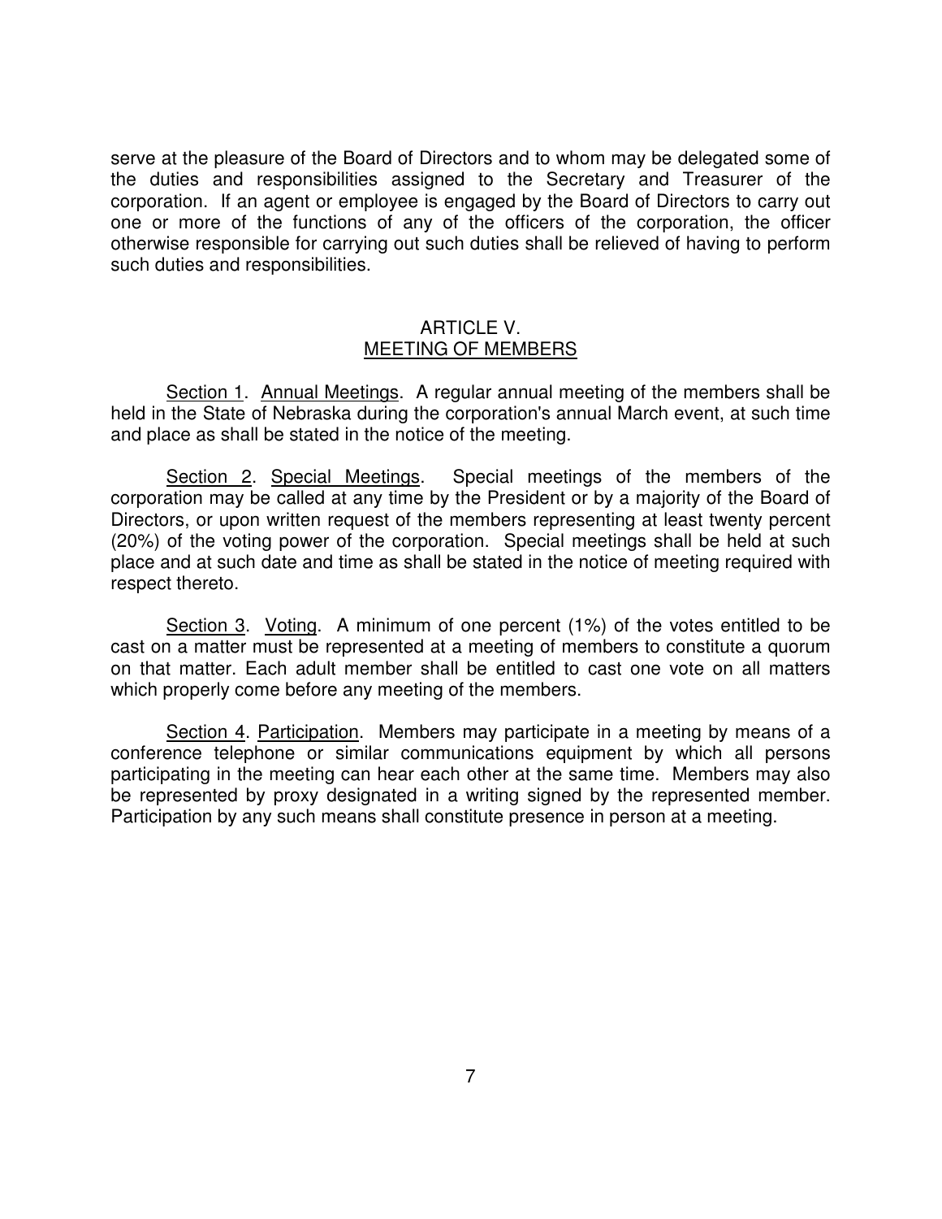serve at the pleasure of the Board of Directors and to whom may be delegated some of the duties and responsibilities assigned to the Secretary and Treasurer of the corporation. If an agent or employee is engaged by the Board of Directors to carry out one or more of the functions of any of the officers of the corporation, the officer otherwise responsible for carrying out such duties shall be relieved of having to perform such duties and responsibilities.

## ARTICLE V.
## MEETING OF MEMBERS

Section 1. Annual Meetings. A regular annual meeting of the members shall be held in the State of Nebraska during the corporation's annual March event, at such time and place as shall be stated in the notice of the meeting.

Section 2. Special Meetings. Special meetings of the members of the corporation may be called at any time by the President or by a majority of the Board of Directors, or upon written request of the members representing at least twenty percent (20%) of the voting power of the corporation. Special meetings shall be held at such place and at such date and time as shall be stated in the notice of meeting required with respect thereto.

Section 3. Voting. A minimum of one percent (1%) of the votes entitled to be cast on a matter must be represented at a meeting of members to constitute a quorum on that matter. Each adult member shall be entitled to cast one vote on all matters which properly come before any meeting of the members.

Section 4. Participation. Members may participate in a meeting by means of a conference telephone or similar communications equipment by which all persons participating in the meeting can hear each other at the same time. Members may also be represented by proxy designated in a writing signed by the represented member. Participation by any such means shall constitute presence in person at a meeting.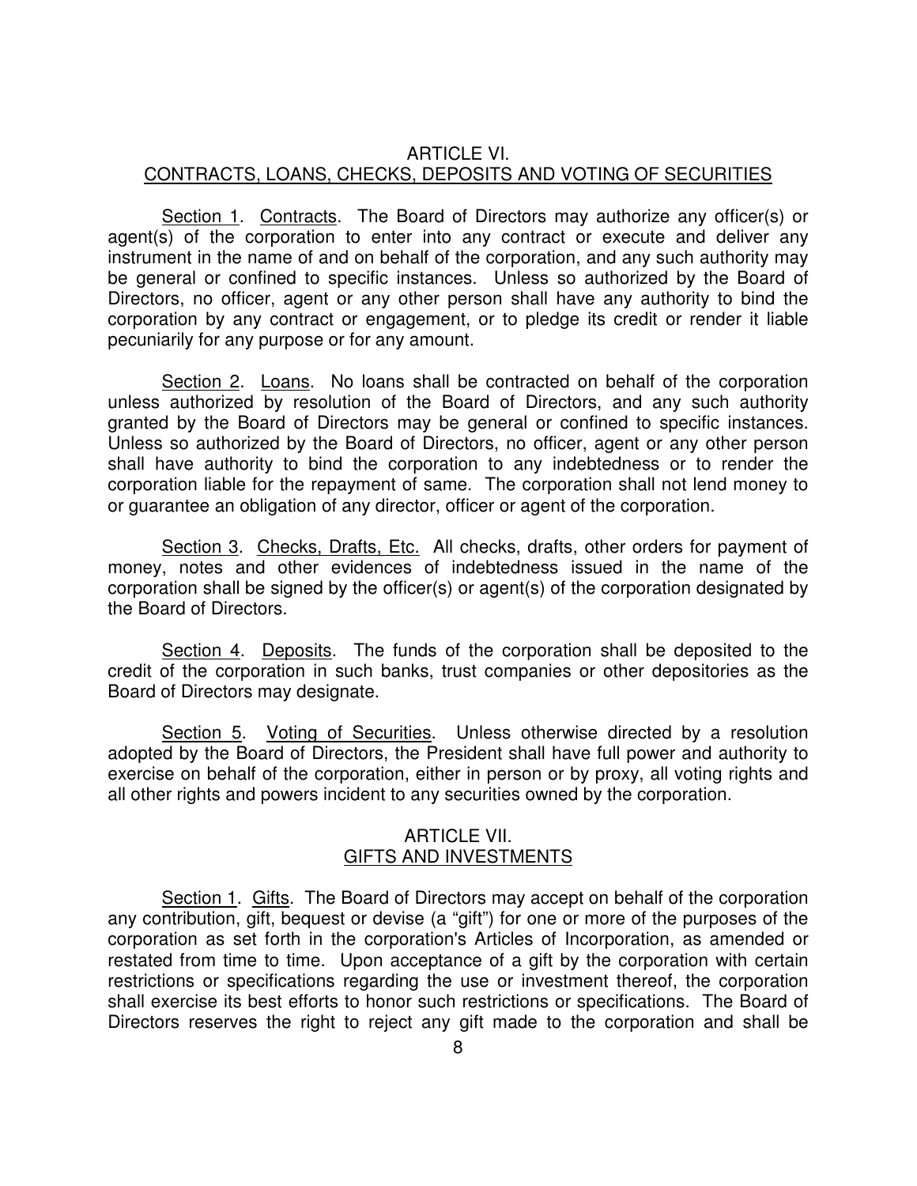## ARTICLE VI.
## CONTRACTS, LOANS, CHECKS, DEPOSITS AND VOTING OF SECURITIES

Section 1. Contracts. The Board of Directors may authorize any officer(s) or agent(s) of the corporation to enter into any contract or execute and deliver any instrument in the name of and on behalf of the corporation, and any such authority may be general or confined to specific instances. Unless so authorized by the Board of Directors, no officer, agent or any other person shall have any authority to bind the corporation by any contract or engagement, or to pledge its credit or render it liable pecuniarily for any purpose or for any amount.

Section 2. Loans. No loans shall be contracted on behalf of the corporation unless authorized by resolution of the Board of Directors, and any such authority granted by the Board of Directors may be general or confined to specific instances. Unless so authorized by the Board of Directors, no officer, agent or any other person shall have authority to bind the corporation to any indebtedness or to render the corporation liable for the repayment of same. The corporation shall not lend money to or guarantee an obligation of any director, officer or agent of the corporation.

Section 3. Checks, Drafts, Etc. All checks, drafts, other orders for payment of money, notes and other evidences of indebtedness issued in the name of the corporation shall be signed by the officer(s) or agent(s) of the corporation designated by the Board of Directors.

Section 4. Deposits. The funds of the corporation shall be deposited to the credit of the corporation in such banks, trust companies or other depositories as the Board of Directors may designate.

Section 5. Voting of Securities. Unless otherwise directed by a resolution adopted by the Board of Directors, the President shall have full power and authority to exercise on behalf of the corporation, either in person or by proxy, all voting rights and all other rights and powers incident to any securities owned by the corporation.

## ARTICLE VII.
## GIFTS AND INVESTMENTS

Section 1. Gifts. The Board of Directors may accept on behalf of the corporation any contribution, gift, bequest or devise (a "gift") for one or more of the purposes of the corporation as set forth in the corporation's Articles of Incorporation, as amended or restated from time to time. Upon acceptance of a gift by the corporation with certain restrictions or specifications regarding the use or investment thereof, the corporation shall exercise its best efforts to honor such restrictions or specifications. The Board of Directors reserves the right to reject any gift made to the corporation and shall be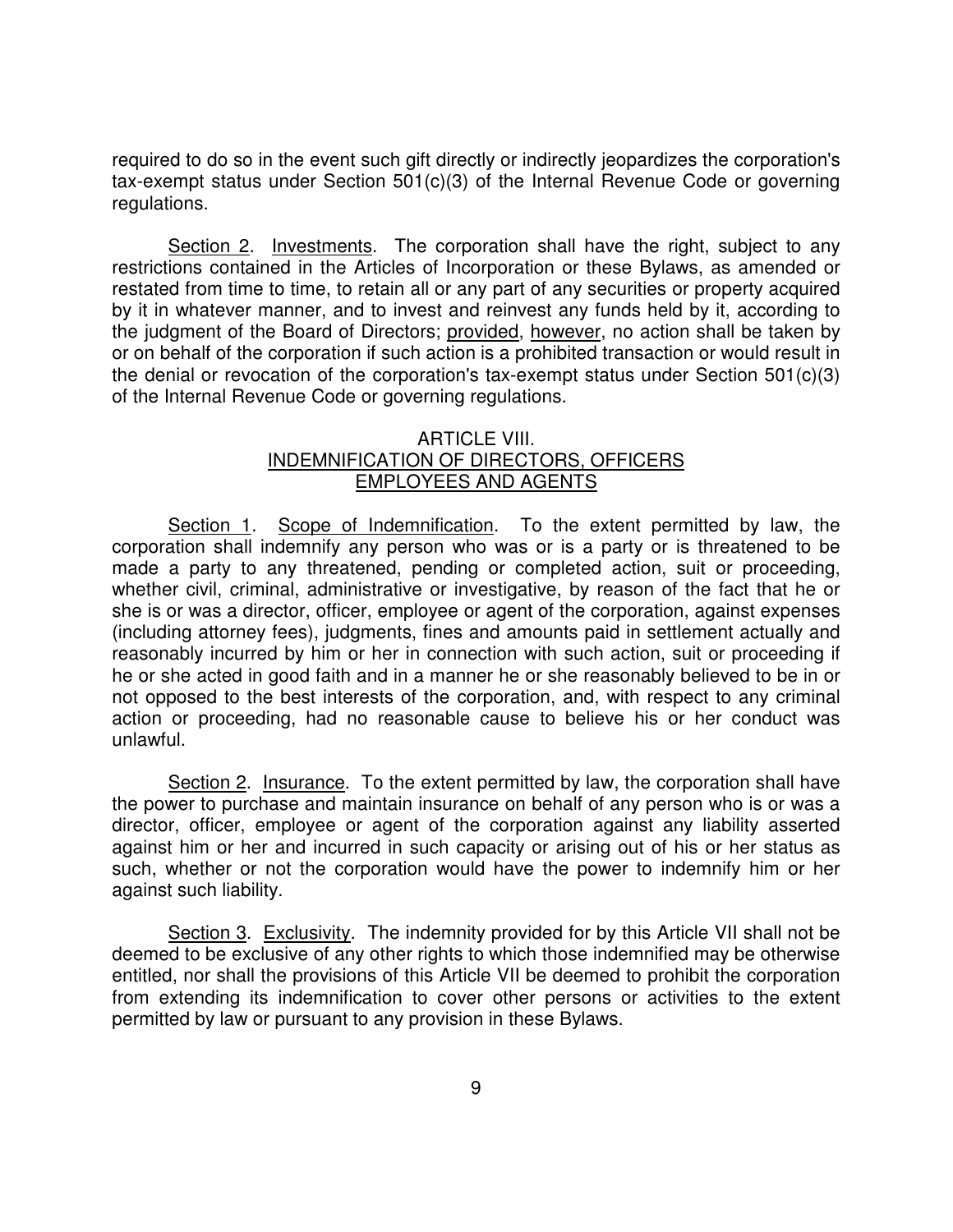required to do so in the event such gift directly or indirectly jeopardizes the corporation's tax-exempt status under Section 501(c)(3) of the Internal Revenue Code or governing regulations.

Section 2. Investments. The corporation shall have the right, subject to any restrictions contained in the Articles of Incorporation or these Bylaws, as amended or restated from time to time, to retain all or any part of any securities or property acquired by it in whatever manner, and to invest and reinvest any funds held by it, according to the judgment of the Board of Directors; provided, however, no action shall be taken by or on behalf of the corporation if such action is a prohibited transaction or would result in the denial or revocation of the corporation's tax-exempt status under Section 501(c)(3) of the Internal Revenue Code or governing regulations.

## ARTICLE VIII. INDEMNIFICATION OF DIRECTORS, OFFICERS EMPLOYEES AND AGENTS

Section 1. Scope of Indemnification. To the extent permitted by law, the corporation shall indemnify any person who was or is a party or is threatened to be made a party to any threatened, pending or completed action, suit or proceeding, whether civil, criminal, administrative or investigative, by reason of the fact that he or she is or was a director, officer, employee or agent of the corporation, against expenses (including attorney fees), judgments, fines and amounts paid in settlement actually and reasonably incurred by him or her in connection with such action, suit or proceeding if he or she acted in good faith and in a manner he or she reasonably believed to be in or not opposed to the best interests of the corporation, and, with respect to any criminal action or proceeding, had no reasonable cause to believe his or her conduct was unlawful.

Section 2. Insurance. To the extent permitted by law, the corporation shall have the power to purchase and maintain insurance on behalf of any person who is or was a director, officer, employee or agent of the corporation against any liability asserted against him or her and incurred in such capacity or arising out of his or her status as such, whether or not the corporation would have the power to indemnify him or her against such liability.

Section 3. Exclusivity. The indemnity provided for by this Article VII shall not be deemed to be exclusive of any other rights to which those indemnified may be otherwise entitled, nor shall the provisions of this Article VII be deemed to prohibit the corporation from extending its indemnification to cover other persons or activities to the extent permitted by law or pursuant to any provision in these Bylaws.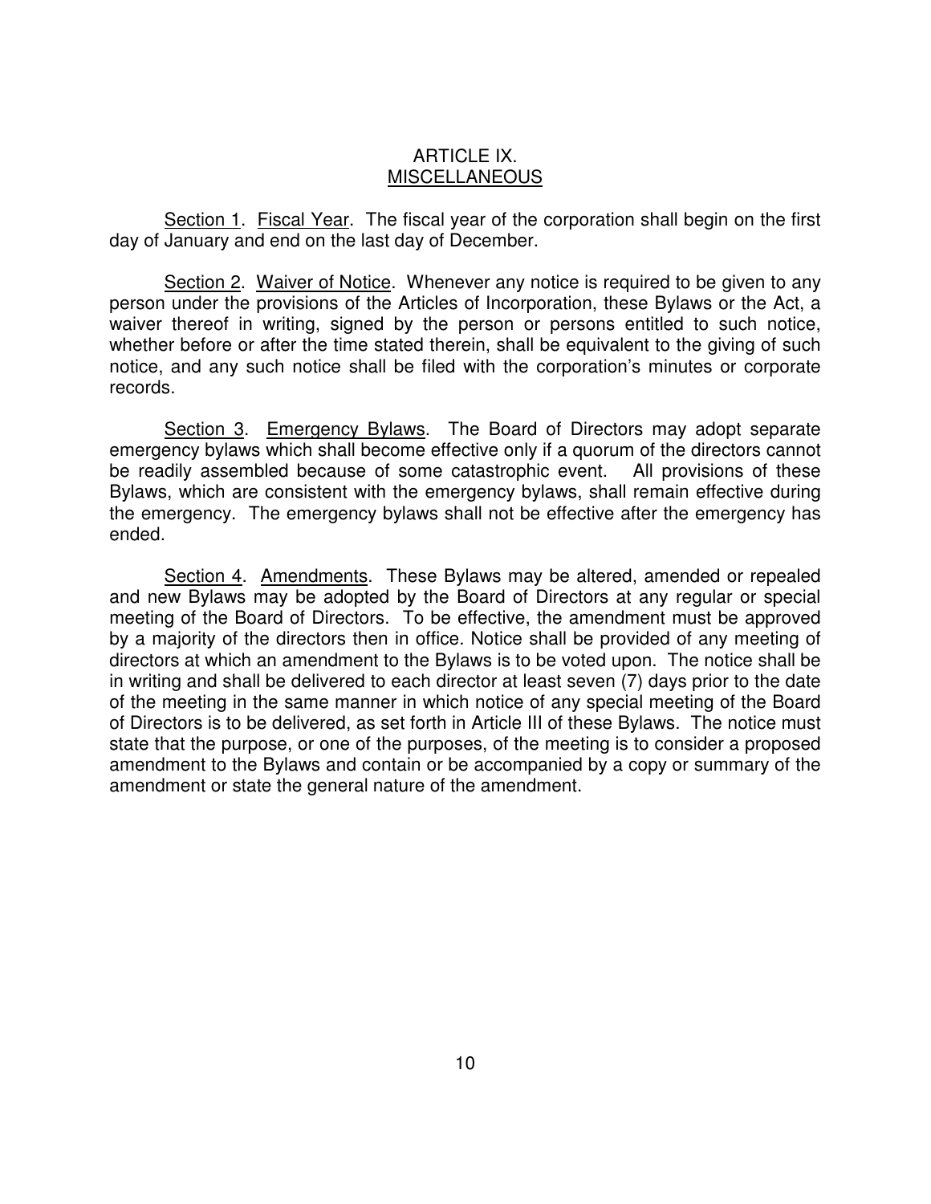## ARTICLE IX.
## MISCELLANEOUS

Section 1. Fiscal Year. The fiscal year of the corporation shall begin on the first day of January and end on the last day of December.

Section 2. Waiver of Notice. Whenever any notice is required to be given to any person under the provisions of the Articles of Incorporation, these Bylaws or the Act, a waiver thereof in writing, signed by the person or persons entitled to such notice, whether before or after the time stated therein, shall be equivalent to the giving of such notice, and any such notice shall be filed with the corporation's minutes or corporate records.

Section 3. Emergency Bylaws. The Board of Directors may adopt separate emergency bylaws which shall become effective only if a quorum of the directors cannot be readily assembled because of some catastrophic event. All provisions of these Bylaws, which are consistent with the emergency bylaws, shall remain effective during the emergency. The emergency bylaws shall not be effective after the emergency has ended.

Section 4. Amendments. These Bylaws may be altered, amended or repealed and new Bylaws may be adopted by the Board of Directors at any regular or special meeting of the Board of Directors. To be effective, the amendment must be approved by a majority of the directors then in office. Notice shall be provided of any meeting of directors at which an amendment to the Bylaws is to be voted upon. The notice shall be in writing and shall be delivered to each director at least seven (7) days prior to the date of the meeting in the same manner in which notice of any special meeting of the Board of Directors is to be delivered, as set forth in Article III of these Bylaws. The notice must state that the purpose, or one of the purposes, of the meeting is to consider a proposed amendment to the Bylaws and contain or be accompanied by a copy or summary of the amendment or state the general nature of the amendment.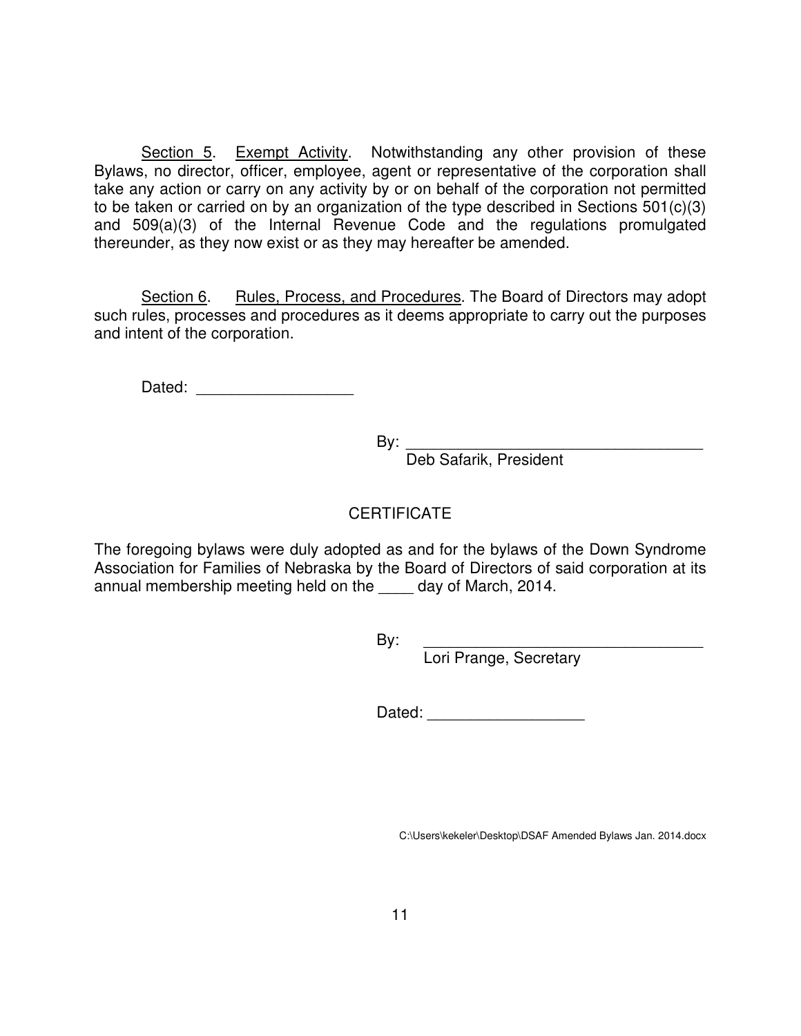Section 5. Exempt Activity. Notwithstanding any other provision of these Bylaws, no director, officer, employee, agent or representative of the corporation shall take any action or carry on any activity by or on behalf of the corporation not permitted to be taken or carried on by an organization of the type described in Sections 501(c)(3) and 509(a)(3) of the Internal Revenue Code and the regulations promulgated thereunder, as they now exist or as they may hereafter be amended.

Section 6. Rules, Process, and Procedures. The Board of Directors may adopt such rules, processes and procedures as it deems appropriate to carry out the purposes and intent of the corporation.

Dated: __________________

By: ___________________________________
Deb Safarik, President

CERTIFICATE

The foregoing bylaws were duly adopted as and for the bylaws of the Down Syndrome Association for Families of Nebraska by the Board of Directors of said corporation at its annual membership meeting held on the ____ day of March, 2014.

By: _________________________________
Lori Prange, Secretary

Dated: __________________

C:\Users\kekeler\Desktop\DSAF Amended Bylaws Jan. 2014.docx